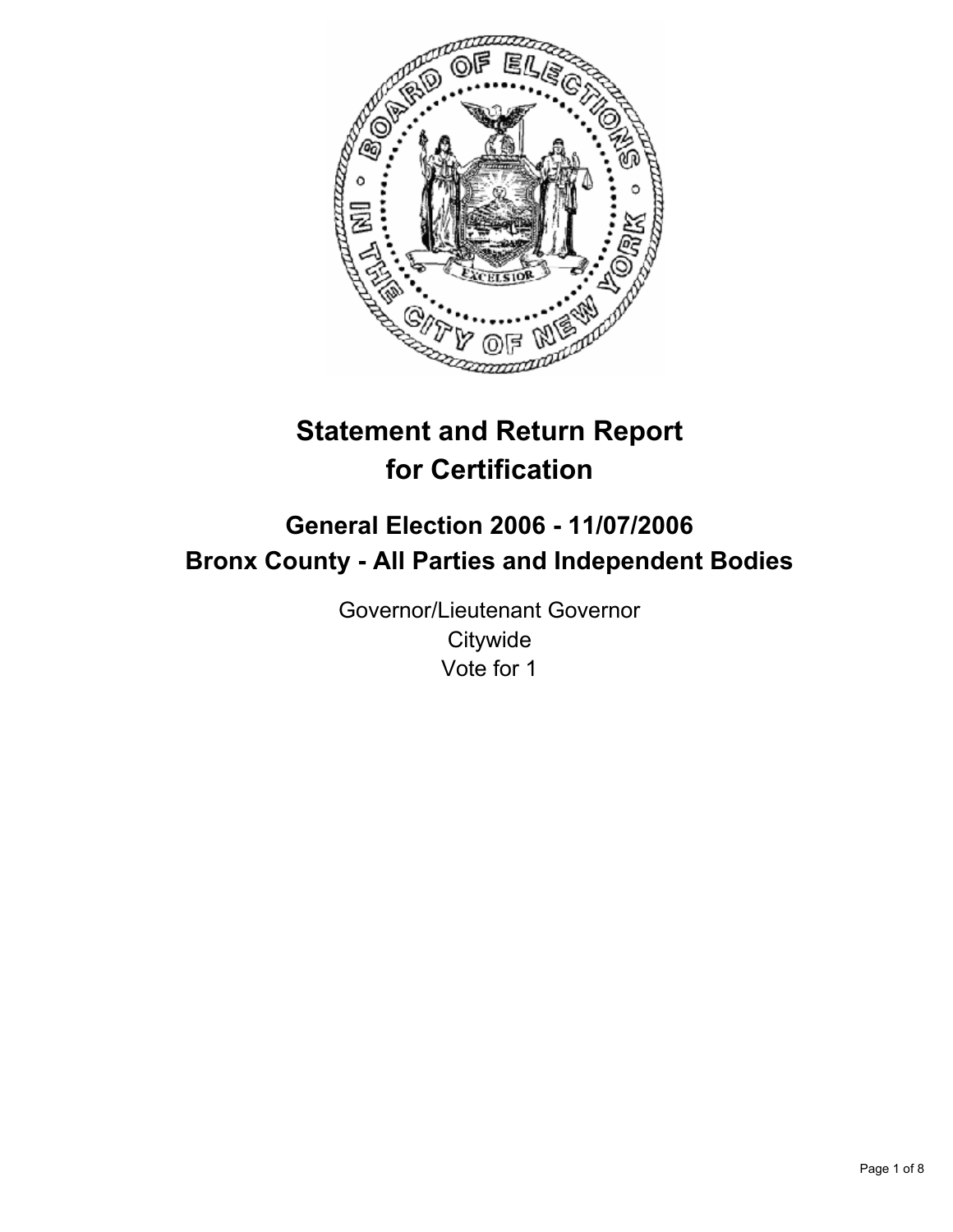# Statement and Return Report for Certification

## General Election 2006 - 11/07/2006
## Bronx County - All Parties and Independent Bodies

Governor/Lieutenant Governor
Citywide
Vote for 1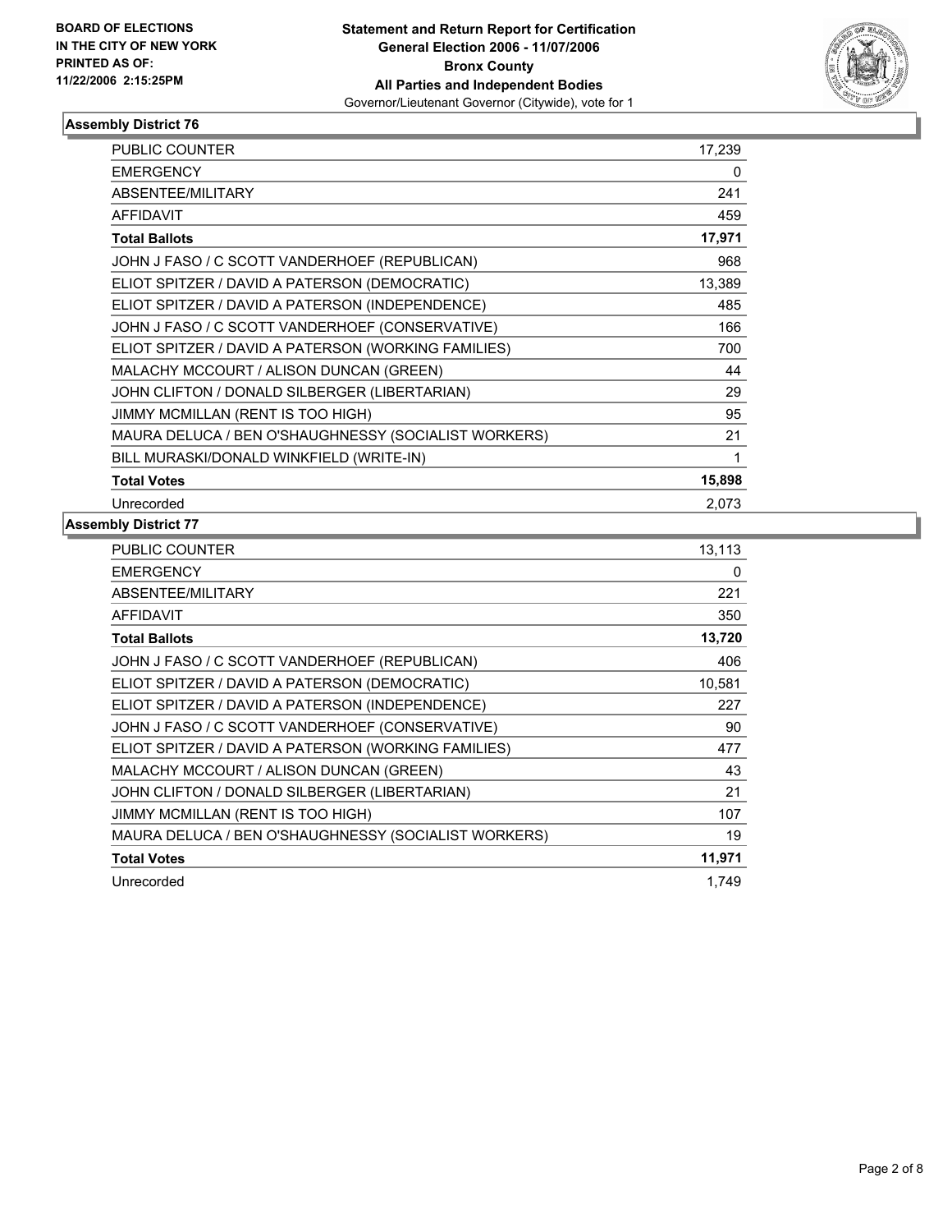**BOARD OF ELECTIONS IN THE CITY OF NEW YORK**
**PRINTED AS OF: 11/22/2006 2:15:25PM**

# Statement and Return Report for Certification
## General Election 2006 - 11/07/2006
## Bronx County
## All Parties and Independent Bodies

Governor/Lieutenant Governor (Citywide), vote for 1

### Assembly District 76

| | |
|---|---|
| PUBLIC COUNTER | 17,239 |
| EMERGENCY | 0 |
| ABSENTEE/MILITARY | 241 |
| AFFIDAVIT | 459 |
| **Total Ballots** | **17,971** |
| JOHN J FASO / C SCOTT VANDERHOEF (REPUBLICAN) | 968 |
| ELIOT SPITZER / DAVID A PATERSON (DEMOCRATIC) | 13,389 |
| ELIOT SPITZER / DAVID A PATERSON (INDEPENDENCE) | 485 |
| JOHN J FASO / C SCOTT VANDERHOEF (CONSERVATIVE) | 166 |
| ELIOT SPITZER / DAVID A PATERSON (WORKING FAMILIES) | 700 |
| MALACHY MCCOURT / ALISON DUNCAN (GREEN) | 44 |
| JOHN CLIFTON / DONALD SILBERGER (LIBERTARIAN) | 29 |
| JIMMY MCMILLAN (RENT IS TOO HIGH) | 95 |
| MAURA DELUCA / BEN O'SHAUGHNESSY (SOCIALIST WORKERS) | 21 |
| BILL MURASKI/DONALD WINKFIELD (WRITE-IN) | 1 |
| **Total Votes** | **15,898** |
| Unrecorded | 2,073 |

### Assembly District 77

| | |
|---|---|
| PUBLIC COUNTER | 13,113 |
| EMERGENCY | 0 |
| ABSENTEE/MILITARY | 221 |
| AFFIDAVIT | 350 |
| **Total Ballots** | **13,720** |
| JOHN J FASO / C SCOTT VANDERHOEF (REPUBLICAN) | 406 |
| ELIOT SPITZER / DAVID A PATERSON (DEMOCRATIC) | 10,581 |
| ELIOT SPITZER / DAVID A PATERSON (INDEPENDENCE) | 227 |
| JOHN J FASO / C SCOTT VANDERHOEF (CONSERVATIVE) | 90 |
| ELIOT SPITZER / DAVID A PATERSON (WORKING FAMILIES) | 477 |
| MALACHY MCCOURT / ALISON DUNCAN (GREEN) | 43 |
| JOHN CLIFTON / DONALD SILBERGER (LIBERTARIAN) | 21 |
| JIMMY MCMILLAN (RENT IS TOO HIGH) | 107 |
| MAURA DELUCA / BEN O'SHAUGHNESSY (SOCIALIST WORKERS) | 19 |
| **Total Votes** | **11,971** |
| Unrecorded | 1,749 |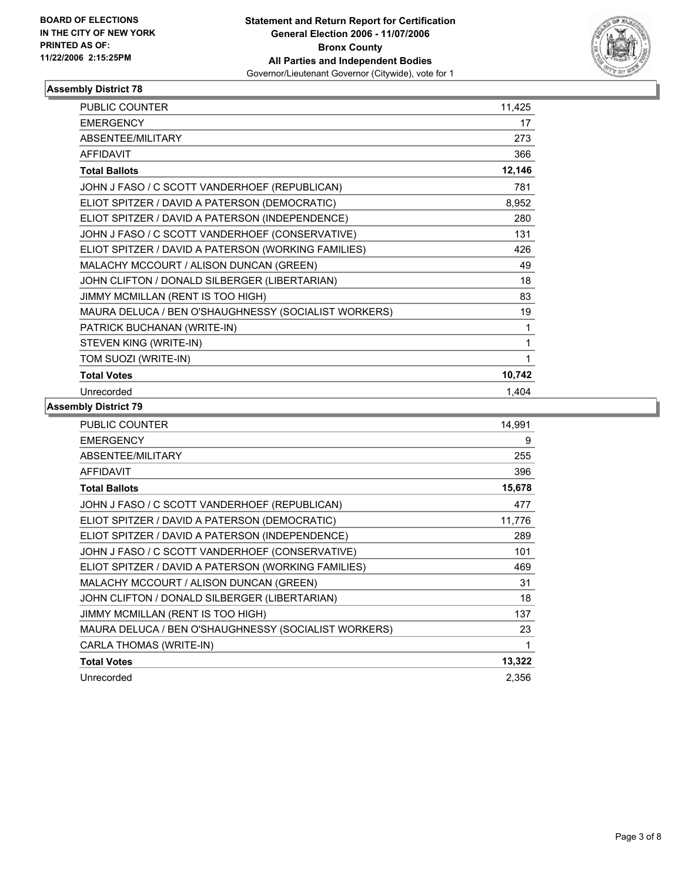BOARD OF ELECTIONS
IN THE CITY OF NEW YORK
PRINTED AS OF:
11/22/2006 2:15:25PM

**Statement and Return Report for Certification**
**General Election 2006 - 11/07/2006**
**Bronx County**
**All Parties and Independent Bodies**
Governor/Lieutenant Governor (Citywide), vote for 1

## Assembly District 78

| | |
|---|---|
| PUBLIC COUNTER | 11,425 |
| EMERGENCY | 17 |
| ABSENTEE/MILITARY | 273 |
| AFFIDAVIT | 366 |
| **Total Ballots** | **12,146** |
| JOHN J FASO / C SCOTT VANDERHOEF (REPUBLICAN) | 781 |
| ELIOT SPITZER / DAVID A PATERSON (DEMOCRATIC) | 8,952 |
| ELIOT SPITZER / DAVID A PATERSON (INDEPENDENCE) | 280 |
| JOHN J FASO / C SCOTT VANDERHOEF (CONSERVATIVE) | 131 |
| ELIOT SPITZER / DAVID A PATERSON (WORKING FAMILIES) | 426 |
| MALACHY MCCOURT / ALISON DUNCAN (GREEN) | 49 |
| JOHN CLIFTON / DONALD SILBERGER (LIBERTARIAN) | 18 |
| JIMMY MCMILLAN (RENT IS TOO HIGH) | 83 |
| MAURA DELUCA / BEN O'SHAUGHNESSY (SOCIALIST WORKERS) | 19 |
| PATRICK BUCHANAN (WRITE-IN) | 1 |
| STEVEN KING (WRITE-IN) | 1 |
| TOM SUOZI (WRITE-IN) | 1 |
| **Total Votes** | **10,742** |
| Unrecorded | 1,404 |

## Assembly District 79

| | |
|---|---|
| PUBLIC COUNTER | 14,991 |
| EMERGENCY | 9 |
| ABSENTEE/MILITARY | 255 |
| AFFIDAVIT | 396 |
| **Total Ballots** | **15,678** |
| JOHN J FASO / C SCOTT VANDERHOEF (REPUBLICAN) | 477 |
| ELIOT SPITZER / DAVID A PATERSON (DEMOCRATIC) | 11,776 |
| ELIOT SPITZER / DAVID A PATERSON (INDEPENDENCE) | 289 |
| JOHN J FASO / C SCOTT VANDERHOEF (CONSERVATIVE) | 101 |
| ELIOT SPITZER / DAVID A PATERSON (WORKING FAMILIES) | 469 |
| MALACHY MCCOURT / ALISON DUNCAN (GREEN) | 31 |
| JOHN CLIFTON / DONALD SILBERGER (LIBERTARIAN) | 18 |
| JIMMY MCMILLAN (RENT IS TOO HIGH) | 137 |
| MAURA DELUCA / BEN O'SHAUGHNESSY (SOCIALIST WORKERS) | 23 |
| CARLA THOMAS (WRITE-IN) | 1 |
| **Total Votes** | **13,322** |
| Unrecorded | 2,356 |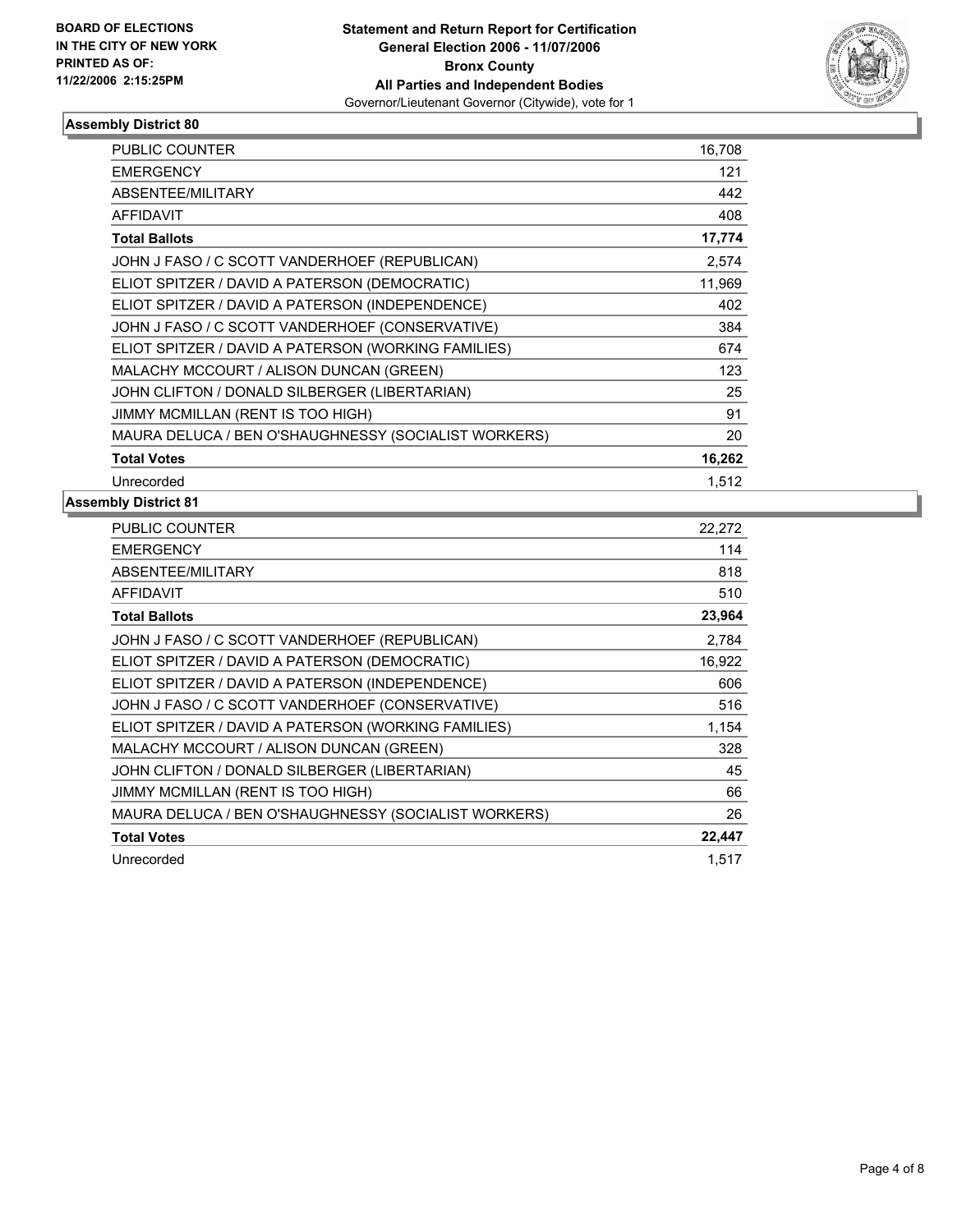**BOARD OF ELECTIONS IN THE CITY OF NEW YORK PRINTED AS OF: 11/22/2006 2:15:25PM**

**Statement and Return Report for Certification**
**General Election 2006 - 11/07/2006**
**Bronx County**
**All Parties and Independent Bodies**
Governor/Lieutenant Governor (Citywide), vote for 1

## Assembly District 80

| | |
|---|---|
| PUBLIC COUNTER | 16,708 |
| EMERGENCY | 121 |
| ABSENTEE/MILITARY | 442 |
| AFFIDAVIT | 408 |
| **Total Ballots** | **17,774** |
| JOHN J FASO / C SCOTT VANDERHOEF (REPUBLICAN) | 2,574 |
| ELIOT SPITZER / DAVID A PATERSON (DEMOCRATIC) | 11,969 |
| ELIOT SPITZER / DAVID A PATERSON (INDEPENDENCE) | 402 |
| JOHN J FASO / C SCOTT VANDERHOEF (CONSERVATIVE) | 384 |
| ELIOT SPITZER / DAVID A PATERSON (WORKING FAMILIES) | 674 |
| MALACHY MCCOURT / ALISON DUNCAN (GREEN) | 123 |
| JOHN CLIFTON / DONALD SILBERGER (LIBERTARIAN) | 25 |
| JIMMY MCMILLAN (RENT IS TOO HIGH) | 91 |
| MAURA DELUCA / BEN O'SHAUGHNESSY (SOCIALIST WORKERS) | 20 |
| **Total Votes** | **16,262** |
| Unrecorded | 1,512 |

## Assembly District 81

| | |
|---|---|
| PUBLIC COUNTER | 22,272 |
| EMERGENCY | 114 |
| ABSENTEE/MILITARY | 818 |
| AFFIDAVIT | 510 |
| **Total Ballots** | **23,964** |
| JOHN J FASO / C SCOTT VANDERHOEF (REPUBLICAN) | 2,784 |
| ELIOT SPITZER / DAVID A PATERSON (DEMOCRATIC) | 16,922 |
| ELIOT SPITZER / DAVID A PATERSON (INDEPENDENCE) | 606 |
| JOHN J FASO / C SCOTT VANDERHOEF (CONSERVATIVE) | 516 |
| ELIOT SPITZER / DAVID A PATERSON (WORKING FAMILIES) | 1,154 |
| MALACHY MCCOURT / ALISON DUNCAN (GREEN) | 328 |
| JOHN CLIFTON / DONALD SILBERGER (LIBERTARIAN) | 45 |
| JIMMY MCMILLAN (RENT IS TOO HIGH) | 66 |
| MAURA DELUCA / BEN O'SHAUGHNESSY (SOCIALIST WORKERS) | 26 |
| **Total Votes** | **22,447** |
| Unrecorded | 1,517 |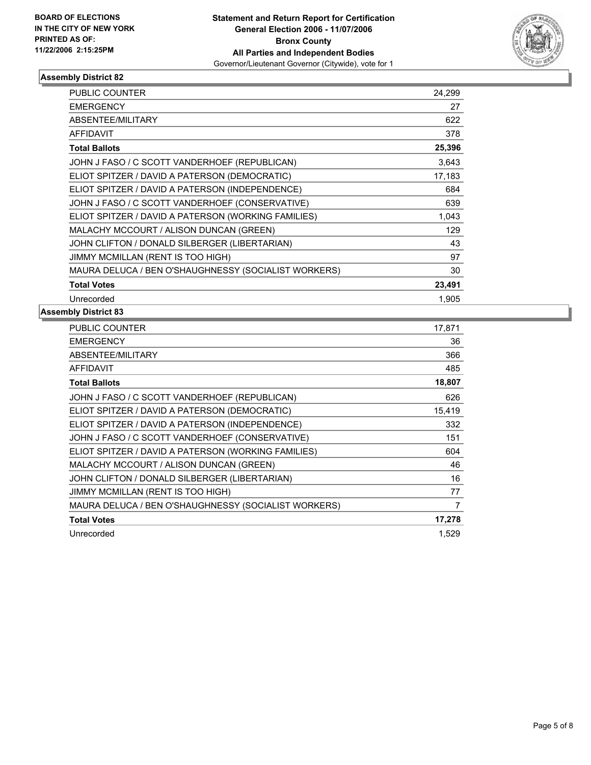**BOARD OF ELECTIONS IN THE CITY OF NEW YORK PRINTED AS OF: 11/22/2006 2:15:25PM**

**Statement and Return Report for Certification**
**General Election 2006 - 11/07/2006**
**Bronx County**
**All Parties and Independent Bodies**
Governor/Lieutenant Governor (Citywide), vote for 1

## Assembly District 82

| | |
|---|---|
| PUBLIC COUNTER | 24,299 |
| EMERGENCY | 27 |
| ABSENTEE/MILITARY | 622 |
| AFFIDAVIT | 378 |
| **Total Ballots** | **25,396** |
| JOHN J FASO / C SCOTT VANDERHOEF (REPUBLICAN) | 3,643 |
| ELIOT SPITZER / DAVID A PATERSON (DEMOCRATIC) | 17,183 |
| ELIOT SPITZER / DAVID A PATERSON (INDEPENDENCE) | 684 |
| JOHN J FASO / C SCOTT VANDERHOEF (CONSERVATIVE) | 639 |
| ELIOT SPITZER / DAVID A PATERSON (WORKING FAMILIES) | 1,043 |
| MALACHY MCCOURT / ALISON DUNCAN (GREEN) | 129 |
| JOHN CLIFTON / DONALD SILBERGER (LIBERTARIAN) | 43 |
| JIMMY MCMILLAN (RENT IS TOO HIGH) | 97 |
| MAURA DELUCA / BEN O'SHAUGHNESSY (SOCIALIST WORKERS) | 30 |
| **Total Votes** | **23,491** |
| Unrecorded | 1,905 |

## Assembly District 83

| | |
|---|---|
| PUBLIC COUNTER | 17,871 |
| EMERGENCY | 36 |
| ABSENTEE/MILITARY | 366 |
| AFFIDAVIT | 485 |
| **Total Ballots** | **18,807** |
| JOHN J FASO / C SCOTT VANDERHOEF (REPUBLICAN) | 626 |
| ELIOT SPITZER / DAVID A PATERSON (DEMOCRATIC) | 15,419 |
| ELIOT SPITZER / DAVID A PATERSON (INDEPENDENCE) | 332 |
| JOHN J FASO / C SCOTT VANDERHOEF (CONSERVATIVE) | 151 |
| ELIOT SPITZER / DAVID A PATERSON (WORKING FAMILIES) | 604 |
| MALACHY MCCOURT / ALISON DUNCAN (GREEN) | 46 |
| JOHN CLIFTON / DONALD SILBERGER (LIBERTARIAN) | 16 |
| JIMMY MCMILLAN (RENT IS TOO HIGH) | 77 |
| MAURA DELUCA / BEN O'SHAUGHNESSY (SOCIALIST WORKERS) | 7 |
| **Total Votes** | **17,278** |
| Unrecorded | 1,529 |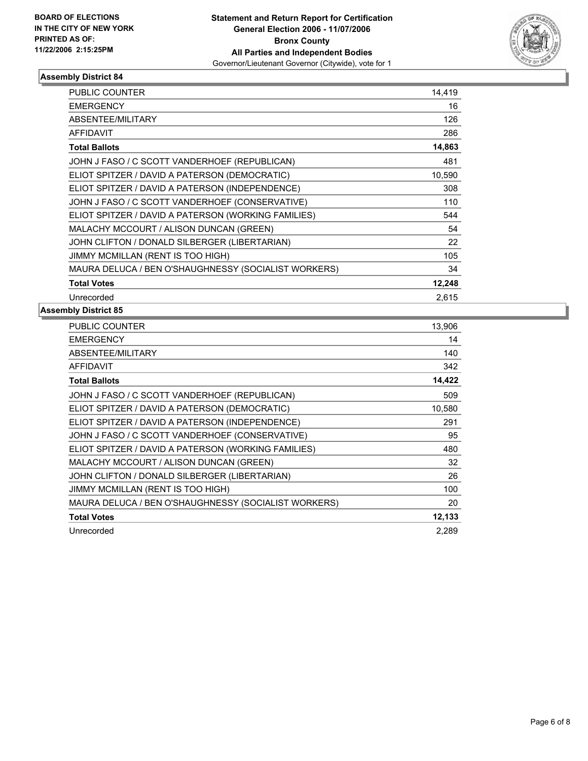**BOARD OF ELECTIONS IN THE CITY OF NEW YORK PRINTED AS OF: 11/22/2006 2:15:25PM**

**Statement and Return Report for Certification**
**General Election 2006 - 11/07/2006**
**Bronx County**
**All Parties and Independent Bodies**
Governor/Lieutenant Governor (Citywide), vote for 1

## Assembly District 84

| | |
|---|---|
| PUBLIC COUNTER | 14,419 |
| EMERGENCY | 16 |
| ABSENTEE/MILITARY | 126 |
| AFFIDAVIT | 286 |
| **Total Ballots** | **14,863** |
| JOHN J FASO / C SCOTT VANDERHOEF (REPUBLICAN) | 481 |
| ELIOT SPITZER / DAVID A PATERSON (DEMOCRATIC) | 10,590 |
| ELIOT SPITZER / DAVID A PATERSON (INDEPENDENCE) | 308 |
| JOHN J FASO / C SCOTT VANDERHOEF (CONSERVATIVE) | 110 |
| ELIOT SPITZER / DAVID A PATERSON (WORKING FAMILIES) | 544 |
| MALACHY MCCOURT / ALISON DUNCAN (GREEN) | 54 |
| JOHN CLIFTON / DONALD SILBERGER (LIBERTARIAN) | 22 |
| JIMMY MCMILLAN (RENT IS TOO HIGH) | 105 |
| MAURA DELUCA / BEN O'SHAUGHNESSY (SOCIALIST WORKERS) | 34 |
| **Total Votes** | **12,248** |
| Unrecorded | 2,615 |

## Assembly District 85

| | |
|---|---|
| PUBLIC COUNTER | 13,906 |
| EMERGENCY | 14 |
| ABSENTEE/MILITARY | 140 |
| AFFIDAVIT | 342 |
| **Total Ballots** | **14,422** |
| JOHN J FASO / C SCOTT VANDERHOEF (REPUBLICAN) | 509 |
| ELIOT SPITZER / DAVID A PATERSON (DEMOCRATIC) | 10,580 |
| ELIOT SPITZER / DAVID A PATERSON (INDEPENDENCE) | 291 |
| JOHN J FASO / C SCOTT VANDERHOEF (CONSERVATIVE) | 95 |
| ELIOT SPITZER / DAVID A PATERSON (WORKING FAMILIES) | 480 |
| MALACHY MCCOURT / ALISON DUNCAN (GREEN) | 32 |
| JOHN CLIFTON / DONALD SILBERGER (LIBERTARIAN) | 26 |
| JIMMY MCMILLAN (RENT IS TOO HIGH) | 100 |
| MAURA DELUCA / BEN O'SHAUGHNESSY (SOCIALIST WORKERS) | 20 |
| **Total Votes** | **12,133** |
| Unrecorded | 2,289 |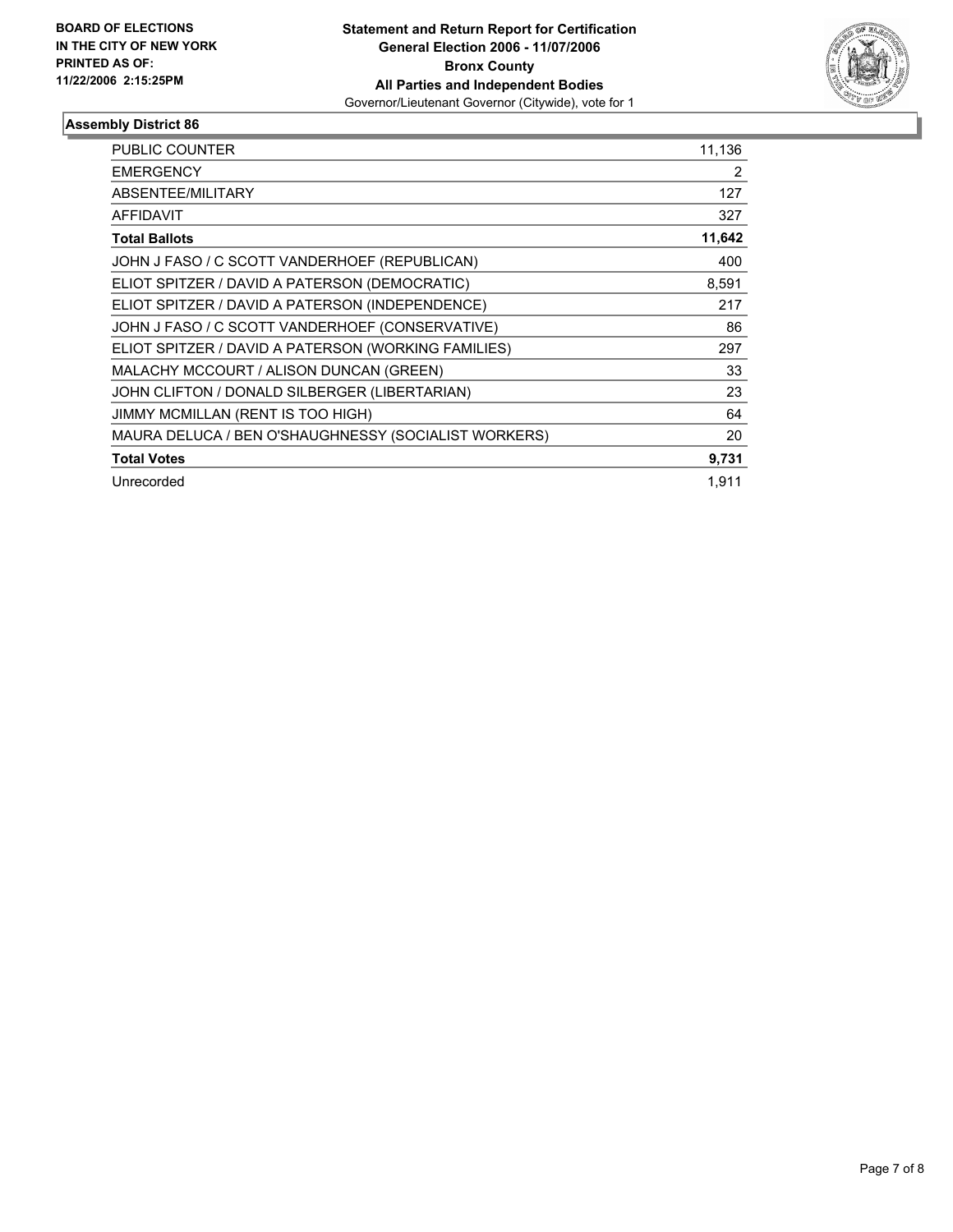**BOARD OF ELECTIONS IN THE CITY OF NEW YORK PRINTED AS OF: 11/22/2006 2:15:25PM**

**Statement and Return Report for Certification**
**General Election 2006 - 11/07/2006**
**Bronx County**
**All Parties and Independent Bodies**
Governor/Lieutenant Governor (Citywide), vote for 1

## Assembly District 86

| | |
|---|---|
| PUBLIC COUNTER | 11,136 |
| EMERGENCY | 2 |
| ABSENTEE/MILITARY | 127 |
| AFFIDAVIT | 327 |
| **Total Ballots** | **11,642** |
| JOHN J FASO / C SCOTT VANDERHOEF (REPUBLICAN) | 400 |
| ELIOT SPITZER / DAVID A PATERSON (DEMOCRATIC) | 8,591 |
| ELIOT SPITZER / DAVID A PATERSON (INDEPENDENCE) | 217 |
| JOHN J FASO / C SCOTT VANDERHOEF (CONSERVATIVE) | 86 |
| ELIOT SPITZER / DAVID A PATERSON (WORKING FAMILIES) | 297 |
| MALACHY MCCOURT / ALISON DUNCAN (GREEN) | 33 |
| JOHN CLIFTON / DONALD SILBERGER (LIBERTARIAN) | 23 |
| JIMMY MCMILLAN (RENT IS TOO HIGH) | 64 |
| MAURA DELUCA / BEN O'SHAUGHNESSY (SOCIALIST WORKERS) | 20 |
| **Total Votes** | **9,731** |
| Unrecorded | 1,911 |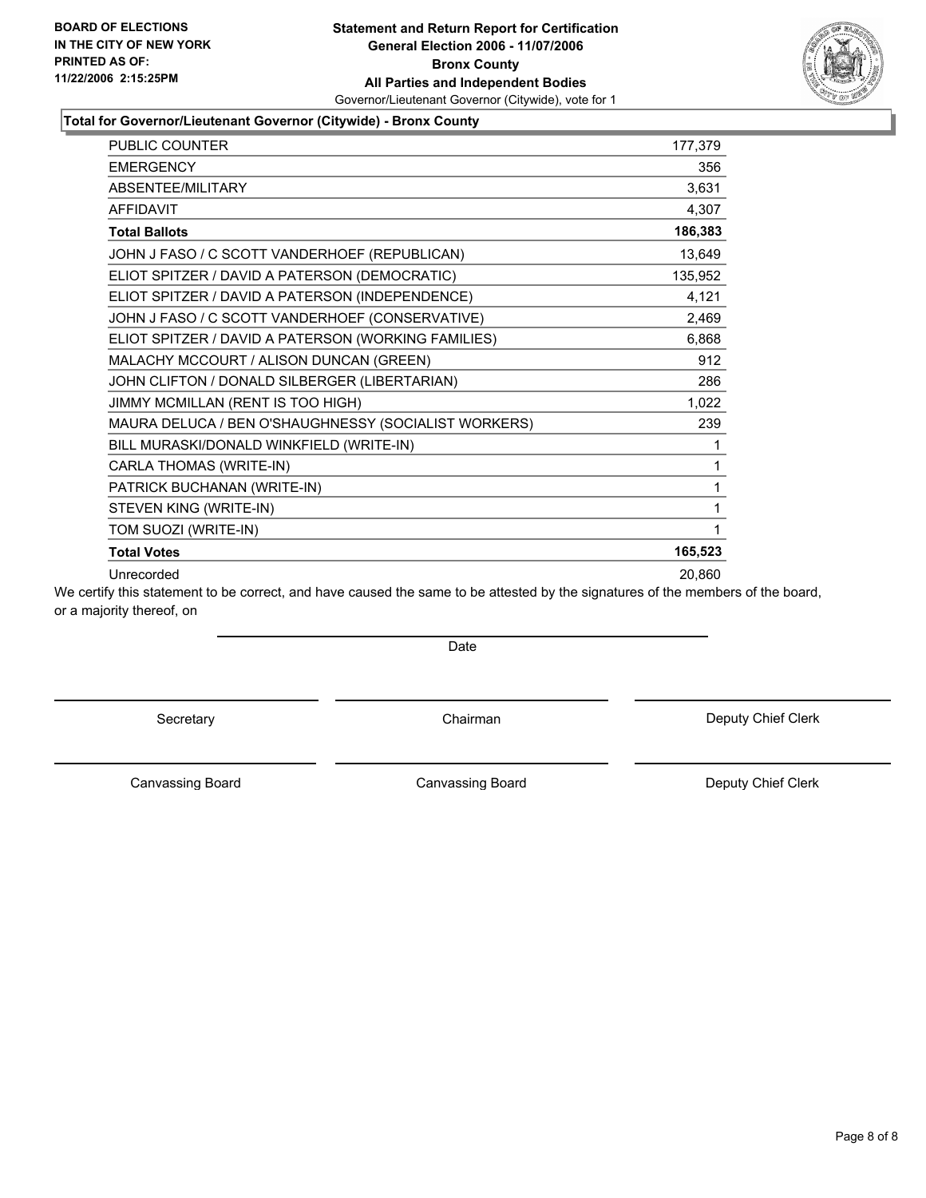**BOARD OF ELECTIONS IN THE CITY OF NEW YORK**
**PRINTED AS OF: 11/22/2006 2:15:25PM**

**Statement and Return Report for Certification**
**General Election 2006 - 11/07/2006**
**Bronx County**
**All Parties and Independent Bodies**
Governor/Lieutenant Governor (Citywide), vote for 1

### Total for Governor/Lieutenant Governor (Citywide) - Bronx County

| | |
|---|---|
| PUBLIC COUNTER | 177,379 |
| EMERGENCY | 356 |
| ABSENTEE/MILITARY | 3,631 |
| AFFIDAVIT | 4,307 |
| **Total Ballots** | **186,383** |
| JOHN J FASO / C SCOTT VANDERHOEF (REPUBLICAN) | 13,649 |
| ELIOT SPITZER / DAVID A PATERSON (DEMOCRATIC) | 135,952 |
| ELIOT SPITZER / DAVID A PATERSON (INDEPENDENCE) | 4,121 |
| JOHN J FASO / C SCOTT VANDERHOEF (CONSERVATIVE) | 2,469 |
| ELIOT SPITZER / DAVID A PATERSON (WORKING FAMILIES) | 6,868 |
| MALACHY MCCOURT / ALISON DUNCAN (GREEN) | 912 |
| JOHN CLIFTON / DONALD SILBERGER (LIBERTARIAN) | 286 |
| JIMMY MCMILLAN (RENT IS TOO HIGH) | 1,022 |
| MAURA DELUCA / BEN O'SHAUGHNESSY (SOCIALIST WORKERS) | 239 |
| BILL MURASKI/DONALD WINKFIELD (WRITE-IN) | 1 |
| CARLA THOMAS (WRITE-IN) | 1 |
| PATRICK BUCHANAN (WRITE-IN) | 1 |
| STEVEN KING (WRITE-IN) | 1 |
| TOM SUOZI (WRITE-IN) | 1 |
| **Total Votes** | **165,523** |
| Unrecorded | 20,860 |

We certify this statement to be correct, and have caused the same to be attested by the signatures of the members of the board, or a majority thereof, on

Date

| | | |
|---|---|---|
| Secretary | Chairman | Deputy Chief Clerk |
| Canvassing Board | Canvassing Board | Deputy Chief Clerk |